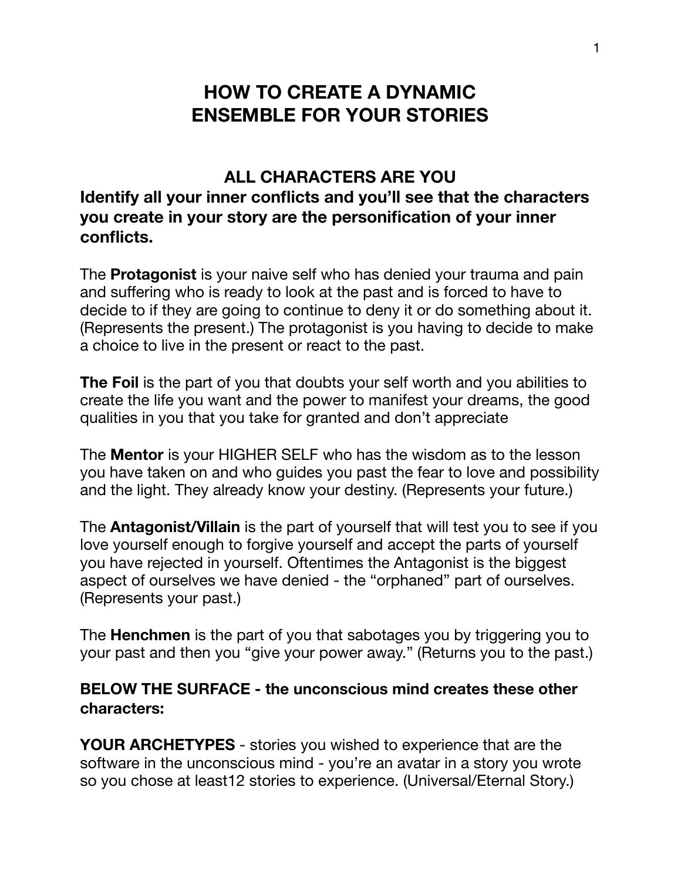# HOW TO CREATE A DYNAMIC ENSEMBLE FOR YOUR STORIES

## ALL CHARACTERS ARE YOU

**Identify all your inner conflicts and you'll see that the characters you create in your story are the personification of your inner conflicts.**

The **Protagonist** is your naive self who has denied your trauma and pain and suffering who is ready to look at the past and is forced to have to decide to if they are going to continue to deny it or do something about it. (Represents the present.) The protagonist is you having to decide to make a choice to live in the present or react to the past.

**The Foil** is the part of you that doubts your self worth and you abilities to create the life you want and the power to manifest your dreams, the good qualities in you that you take for granted and don't appreciate

The **Mentor** is your HIGHER SELF who has the wisdom as to the lesson you have taken on and who guides you past the fear to love and possibility and the light. They already know your destiny. (Represents your future.)

The **Antagonist/Villain** is the part of yourself that will test you to see if you love yourself enough to forgive yourself and accept the parts of yourself you have rejected in yourself. Oftentimes the Antagonist is the biggest aspect of ourselves we have denied - the "orphaned" part of ourselves. (Represents your past.)

The **Henchmen** is the part of you that sabotages you by triggering you to your past and then you "give your power away." (Returns you to the past.)

**BELOW THE SURFACE - the unconscious mind creates these other characters:**

**YOUR ARCHETYPES** - stories you wished to experience that are the software in the unconscious mind - you're an avatar in a story you wrote so you chose at least12 stories to experience. (Universal/Eternal Story.)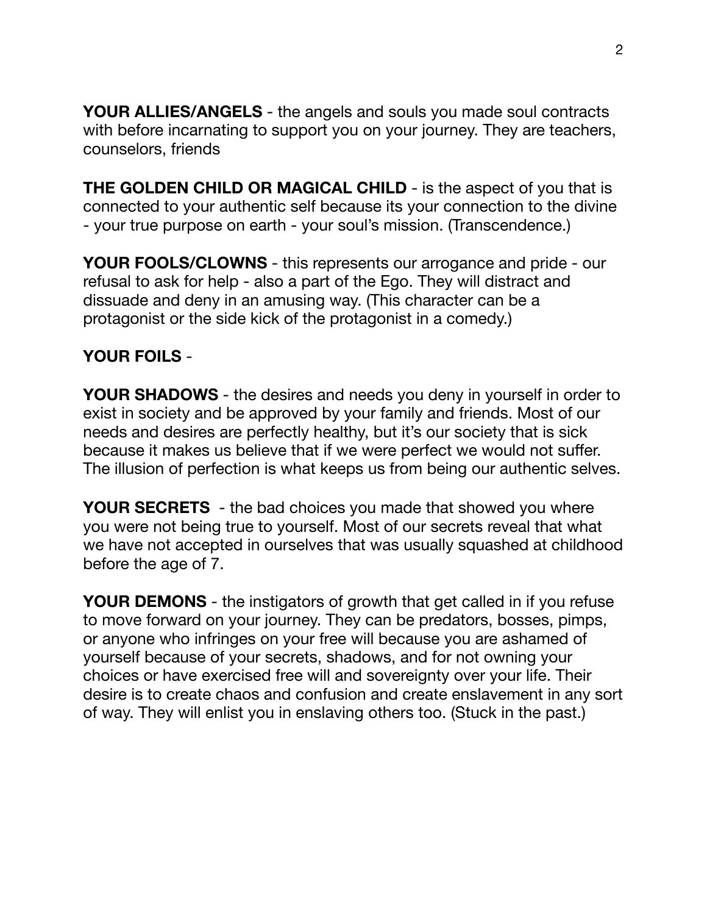**YOUR ALLIES/ANGELS** - the angels and souls you made soul contracts with before incarnating to support you on your journey. They are teachers, counselors, friends

**THE GOLDEN CHILD OR MAGICAL CHILD** - is the aspect of you that is connected to your authentic self because its your connection to the divine - your true purpose on earth - your soul's mission. (Transcendence.)

**YOUR FOOLS/CLOWNS** - this represents our arrogance and pride - our refusal to ask for help - also a part of the Ego. They will distract and dissuade and deny in an amusing way. (This character can be a protagonist or the side kick of the protagonist in a comedy.)

**YOUR FOILS** -

**YOUR SHADOWS** - the desires and needs you deny in yourself in order to exist in society and be approved by your family and friends. Most of our needs and desires are perfectly healthy, but it's our society that is sick because it makes us believe that if we were perfect we would not suffer. The illusion of perfection is what keeps us from being our authentic selves.

**YOUR SECRETS** - the bad choices you made that showed you where you were not being true to yourself. Most of our secrets reveal that what we have not accepted in ourselves that was usually squashed at childhood before the age of 7.

**YOUR DEMONS** - the instigators of growth that get called in if you refuse to move forward on your journey. They can be predators, bosses, pimps, or anyone who infringes on your free will because you are ashamed of yourself because of your secrets, shadows, and for not owning your choices or have exercised free will and sovereignty over your life. Their desire is to create chaos and confusion and create enslavement in any sort of way. They will enlist you in enslaving others too. (Stuck in the past.)